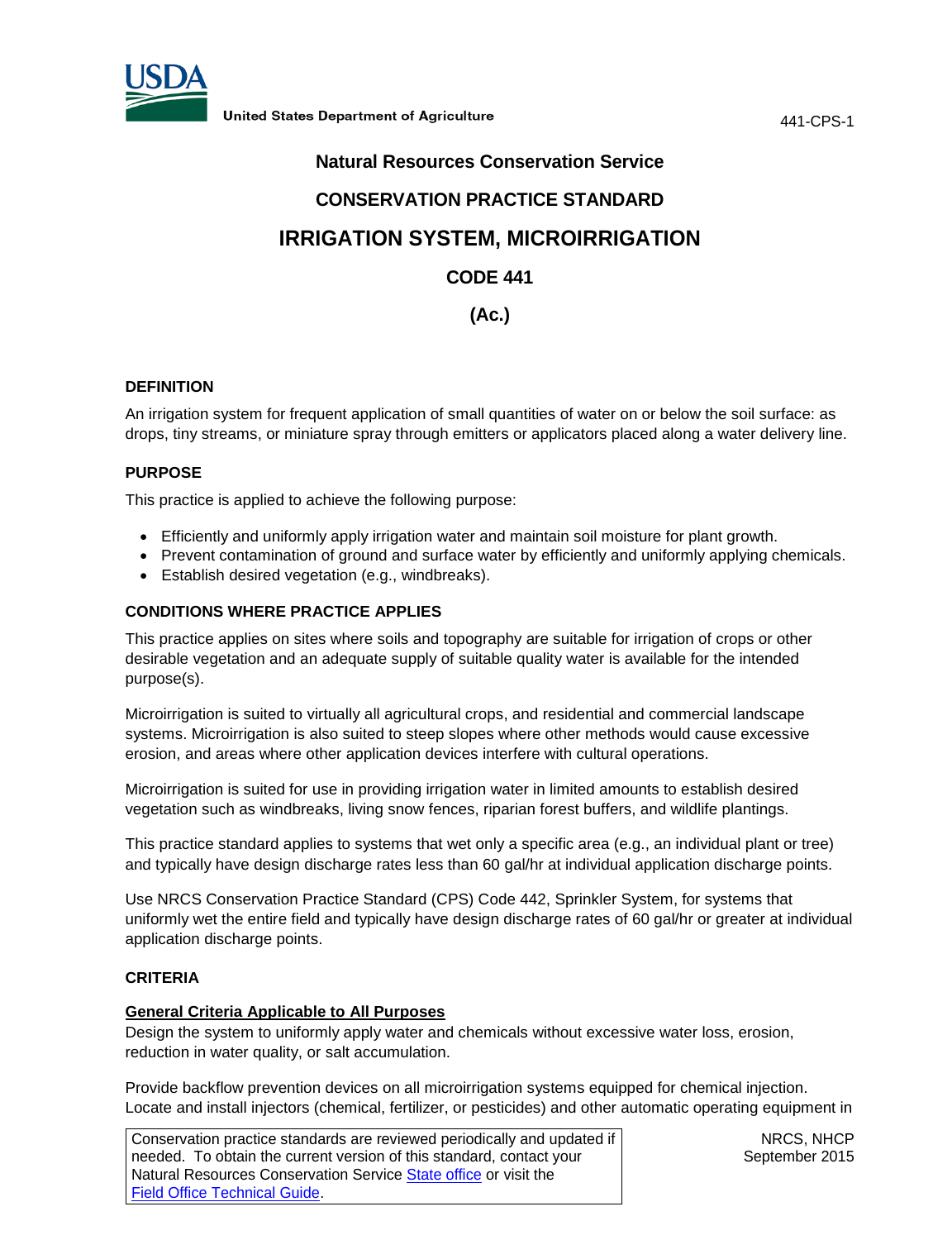United States Department of Agriculture

441-CPS-1

## Natural Resources Conservation Service

## CONSERVATION PRACTICE STANDARD

# IRRIGATION SYSTEM, MICROIRRIGATION

## CODE 441

## (Ac.)

### DEFINITION

An irrigation system for frequent application of small quantities of water on or below the soil surface: as drops, tiny streams, or miniature spray through emitters or applicators placed along a water delivery line.

### PURPOSE

This practice is applied to achieve the following purpose:

- Efficiently and uniformly apply irrigation water and maintain soil moisture for plant growth.
- Prevent contamination of ground and surface water by efficiently and uniformly applying chemicals.
- Establish desired vegetation (e.g., windbreaks).

### CONDITIONS WHERE PRACTICE APPLIES

This practice applies on sites where soils and topography are suitable for irrigation of crops or other desirable vegetation and an adequate supply of suitable quality water is available for the intended purpose(s).

Microirrigation is suited to virtually all agricultural crops, and residential and commercial landscape systems. Microirrigation is also suited to steep slopes where other methods would cause excessive erosion, and areas where other application devices interfere with cultural operations.

Microirrigation is suited for use in providing irrigation water in limited amounts to establish desired vegetation such as windbreaks, living snow fences, riparian forest buffers, and wildlife plantings.

This practice standard applies to systems that wet only a specific area (e.g., an individual plant or tree) and typically have design discharge rates less than 60 gal/hr at individual application discharge points.

Use NRCS Conservation Practice Standard (CPS) Code 442, Sprinkler System, for systems that uniformly wet the entire field and typically have design discharge rates of 60 gal/hr or greater at individual application discharge points.

### CRITERIA

#### General Criteria Applicable to All Purposes

Design the system to uniformly apply water and chemicals without excessive water loss, erosion, reduction in water quality, or salt accumulation.

Provide backflow prevention devices on all microirrigation systems equipped for chemical injection. Locate and install injectors (chemical, fertilizer, or pesticides) and other automatic operating equipment in

Conservation practice standards are reviewed periodically and updated if needed. To obtain the current version of this standard, contact your Natural Resources Conservation Service [State office](#) or visit the [Field Office Technical Guide](#).

NRCS, NHCP
September 2015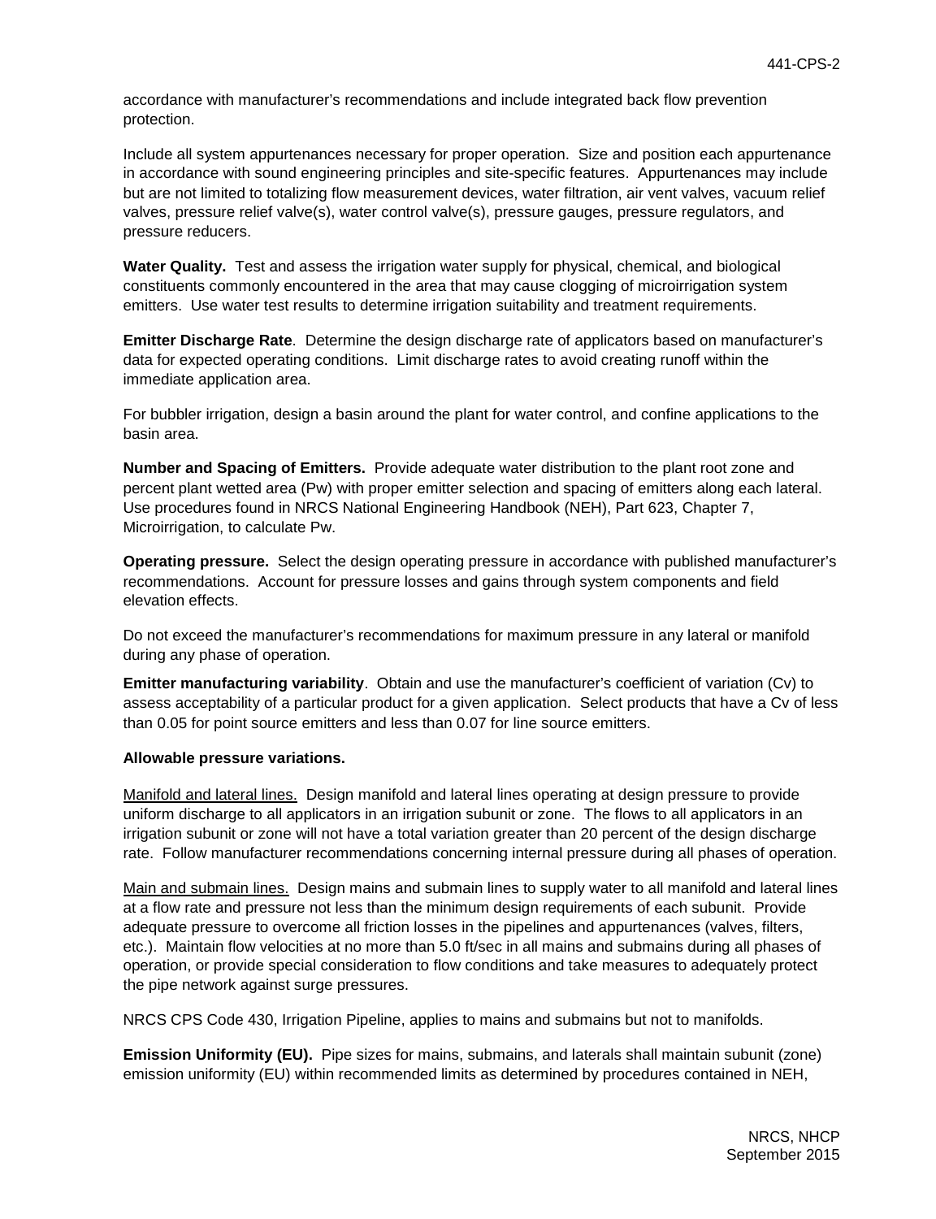accordance with manufacturer's recommendations and include integrated back flow prevention protection.

Include all system appurtenances necessary for proper operation. Size and position each appurtenance in accordance with sound engineering principles and site-specific features. Appurtenances may include but are not limited to totalizing flow measurement devices, water filtration, air vent valves, vacuum relief valves, pressure relief valve(s), water control valve(s), pressure gauges, pressure regulators, and pressure reducers.

**Water Quality.** Test and assess the irrigation water supply for physical, chemical, and biological constituents commonly encountered in the area that may cause clogging of microirrigation system emitters. Use water test results to determine irrigation suitability and treatment requirements.

**Emitter Discharge Rate**. Determine the design discharge rate of applicators based on manufacturer's data for expected operating conditions. Limit discharge rates to avoid creating runoff within the immediate application area.

For bubbler irrigation, design a basin around the plant for water control, and confine applications to the basin area.

**Number and Spacing of Emitters.** Provide adequate water distribution to the plant root zone and percent plant wetted area (Pw) with proper emitter selection and spacing of emitters along each lateral. Use procedures found in NRCS National Engineering Handbook (NEH), Part 623, Chapter 7, Microirrigation, to calculate Pw.

**Operating pressure.** Select the design operating pressure in accordance with published manufacturer's recommendations. Account for pressure losses and gains through system components and field elevation effects.

Do not exceed the manufacturer's recommendations for maximum pressure in any lateral or manifold during any phase of operation.

**Emitter manufacturing variability**. Obtain and use the manufacturer's coefficient of variation (Cv) to assess acceptability of a particular product for a given application. Select products that have a Cv of less than 0.05 for point source emitters and less than 0.07 for line source emitters.

**Allowable pressure variations.**

Manifold and lateral lines. Design manifold and lateral lines operating at design pressure to provide uniform discharge to all applicators in an irrigation subunit or zone. The flows to all applicators in an irrigation subunit or zone will not have a total variation greater than 20 percent of the design discharge rate. Follow manufacturer recommendations concerning internal pressure during all phases of operation.

Main and submain lines. Design mains and submain lines to supply water to all manifold and lateral lines at a flow rate and pressure not less than the minimum design requirements of each subunit. Provide adequate pressure to overcome all friction losses in the pipelines and appurtenances (valves, filters, etc.). Maintain flow velocities at no more than 5.0 ft/sec in all mains and submains during all phases of operation, or provide special consideration to flow conditions and take measures to adequately protect the pipe network against surge pressures.

NRCS CPS Code 430, Irrigation Pipeline, applies to mains and submains but not to manifolds.

**Emission Uniformity (EU).** Pipe sizes for mains, submains, and laterals shall maintain subunit (zone) emission uniformity (EU) within recommended limits as determined by procedures contained in NEH,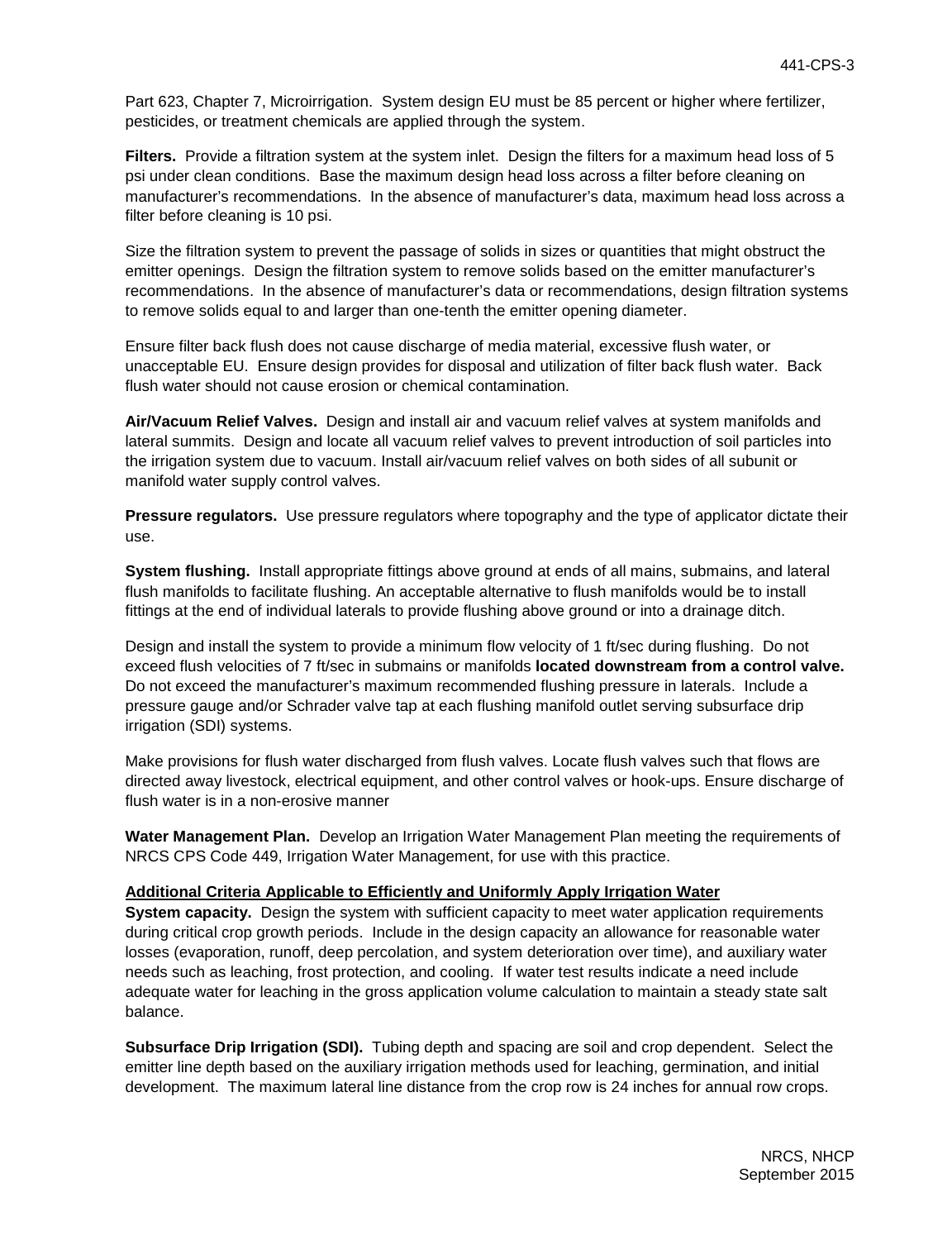Part 623, Chapter 7, Microirrigation. System design EU must be 85 percent or higher where fertilizer, pesticides, or treatment chemicals are applied through the system.

**Filters.** Provide a filtration system at the system inlet. Design the filters for a maximum head loss of 5 psi under clean conditions. Base the maximum design head loss across a filter before cleaning on manufacturer's recommendations. In the absence of manufacturer's data, maximum head loss across a filter before cleaning is 10 psi.

Size the filtration system to prevent the passage of solids in sizes or quantities that might obstruct the emitter openings. Design the filtration system to remove solids based on the emitter manufacturer's recommendations. In the absence of manufacturer's data or recommendations, design filtration systems to remove solids equal to and larger than one-tenth the emitter opening diameter.

Ensure filter back flush does not cause discharge of media material, excessive flush water, or unacceptable EU. Ensure design provides for disposal and utilization of filter back flush water. Back flush water should not cause erosion or chemical contamination.

**Air/Vacuum Relief Valves.** Design and install air and vacuum relief valves at system manifolds and lateral summits. Design and locate all vacuum relief valves to prevent introduction of soil particles into the irrigation system due to vacuum. Install air/vacuum relief valves on both sides of all subunit or manifold water supply control valves.

**Pressure regulators.** Use pressure regulators where topography and the type of applicator dictate their use.

**System flushing.** Install appropriate fittings above ground at ends of all mains, submains, and lateral flush manifolds to facilitate flushing. An acceptable alternative to flush manifolds would be to install fittings at the end of individual laterals to provide flushing above ground or into a drainage ditch.

Design and install the system to provide a minimum flow velocity of 1 ft/sec during flushing. Do not exceed flush velocities of 7 ft/sec in submains or manifolds **located downstream from a control valve.** Do not exceed the manufacturer's maximum recommended flushing pressure in laterals. Include a pressure gauge and/or Schrader valve tap at each flushing manifold outlet serving subsurface drip irrigation (SDI) systems.

Make provisions for flush water discharged from flush valves. Locate flush valves such that flows are directed away livestock, electrical equipment, and other control valves or hook-ups. Ensure discharge of flush water is in a non-erosive manner

**Water Management Plan.** Develop an Irrigation Water Management Plan meeting the requirements of NRCS CPS Code 449, Irrigation Water Management, for use with this practice.

**Additional Criteria Applicable to Efficiently and Uniformly Apply Irrigation Water**

**System capacity.** Design the system with sufficient capacity to meet water application requirements during critical crop growth periods. Include in the design capacity an allowance for reasonable water losses (evaporation, runoff, deep percolation, and system deterioration over time), and auxiliary water needs such as leaching, frost protection, and cooling. If water test results indicate a need include adequate water for leaching in the gross application volume calculation to maintain a steady state salt balance.

**Subsurface Drip Irrigation (SDI).** Tubing depth and spacing are soil and crop dependent. Select the emitter line depth based on the auxiliary irrigation methods used for leaching, germination, and initial development. The maximum lateral line distance from the crop row is 24 inches for annual row crops.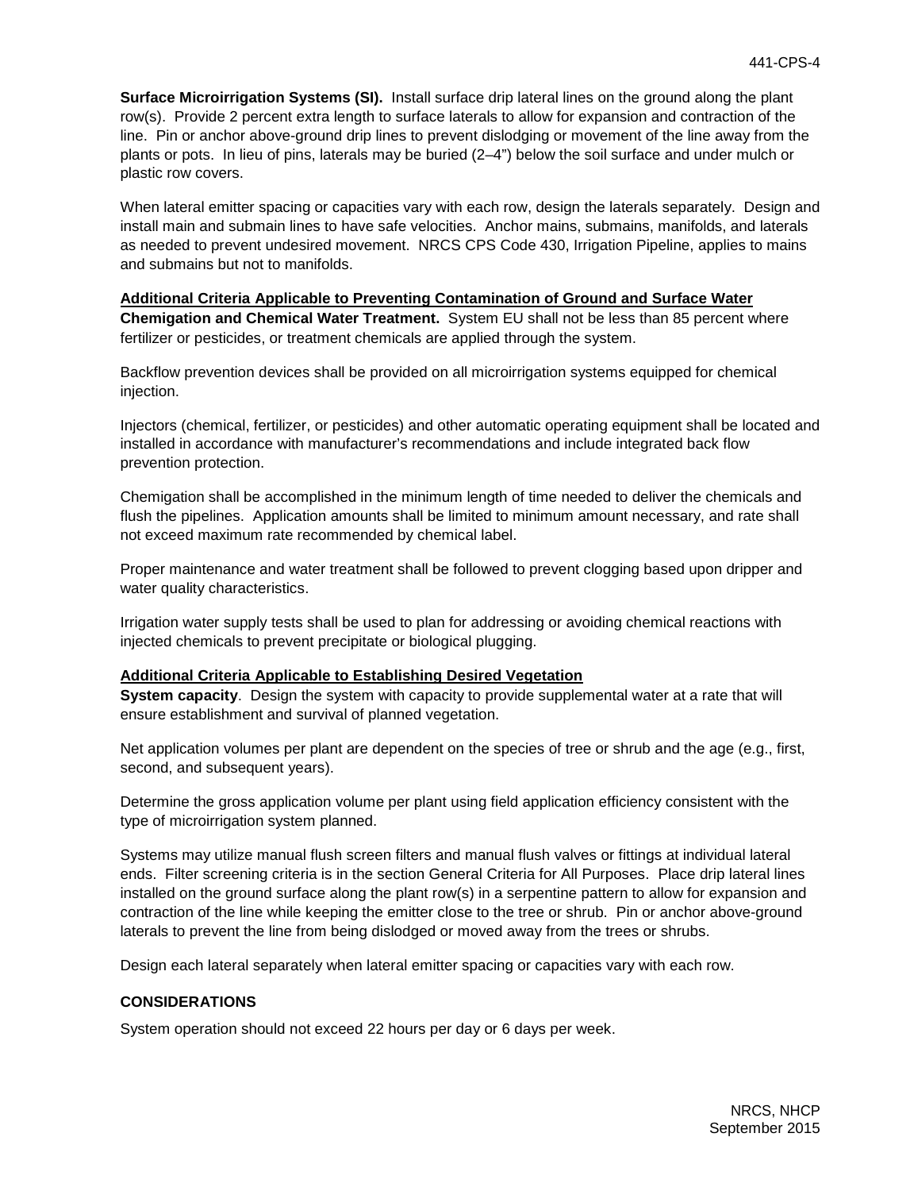**Surface Microirrigation Systems (SI).** Install surface drip lateral lines on the ground along the plant row(s). Provide 2 percent extra length to surface laterals to allow for expansion and contraction of the line. Pin or anchor above-ground drip lines to prevent dislodging or movement of the line away from the plants or pots. In lieu of pins, laterals may be buried (2–4") below the soil surface and under mulch or plastic row covers.

When lateral emitter spacing or capacities vary with each row, design the laterals separately. Design and install main and submain lines to have safe velocities. Anchor mains, submains, manifolds, and laterals as needed to prevent undesired movement. NRCS CPS Code 430, Irrigation Pipeline, applies to mains and submains but not to manifolds.

**Additional Criteria Applicable to Preventing Contamination of Ground and Surface Water**

**Chemigation and Chemical Water Treatment.** System EU shall not be less than 85 percent where fertilizer or pesticides, or treatment chemicals are applied through the system.

Backflow prevention devices shall be provided on all microirrigation systems equipped for chemical injection.

Injectors (chemical, fertilizer, or pesticides) and other automatic operating equipment shall be located and installed in accordance with manufacturer's recommendations and include integrated back flow prevention protection.

Chemigation shall be accomplished in the minimum length of time needed to deliver the chemicals and flush the pipelines. Application amounts shall be limited to minimum amount necessary, and rate shall not exceed maximum rate recommended by chemical label.

Proper maintenance and water treatment shall be followed to prevent clogging based upon dripper and water quality characteristics.

Irrigation water supply tests shall be used to plan for addressing or avoiding chemical reactions with injected chemicals to prevent precipitate or biological plugging.

**Additional Criteria Applicable to Establishing Desired Vegetation**

**System capacity**. Design the system with capacity to provide supplemental water at a rate that will ensure establishment and survival of planned vegetation.

Net application volumes per plant are dependent on the species of tree or shrub and the age (e.g., first, second, and subsequent years).

Determine the gross application volume per plant using field application efficiency consistent with the type of microirrigation system planned.

Systems may utilize manual flush screen filters and manual flush valves or fittings at individual lateral ends. Filter screening criteria is in the section General Criteria for All Purposes. Place drip lateral lines installed on the ground surface along the plant row(s) in a serpentine pattern to allow for expansion and contraction of the line while keeping the emitter close to the tree or shrub. Pin or anchor above-ground laterals to prevent the line from being dislodged or moved away from the trees or shrubs.

Design each lateral separately when lateral emitter spacing or capacities vary with each row.

## CONSIDERATIONS

System operation should not exceed 22 hours per day or 6 days per week.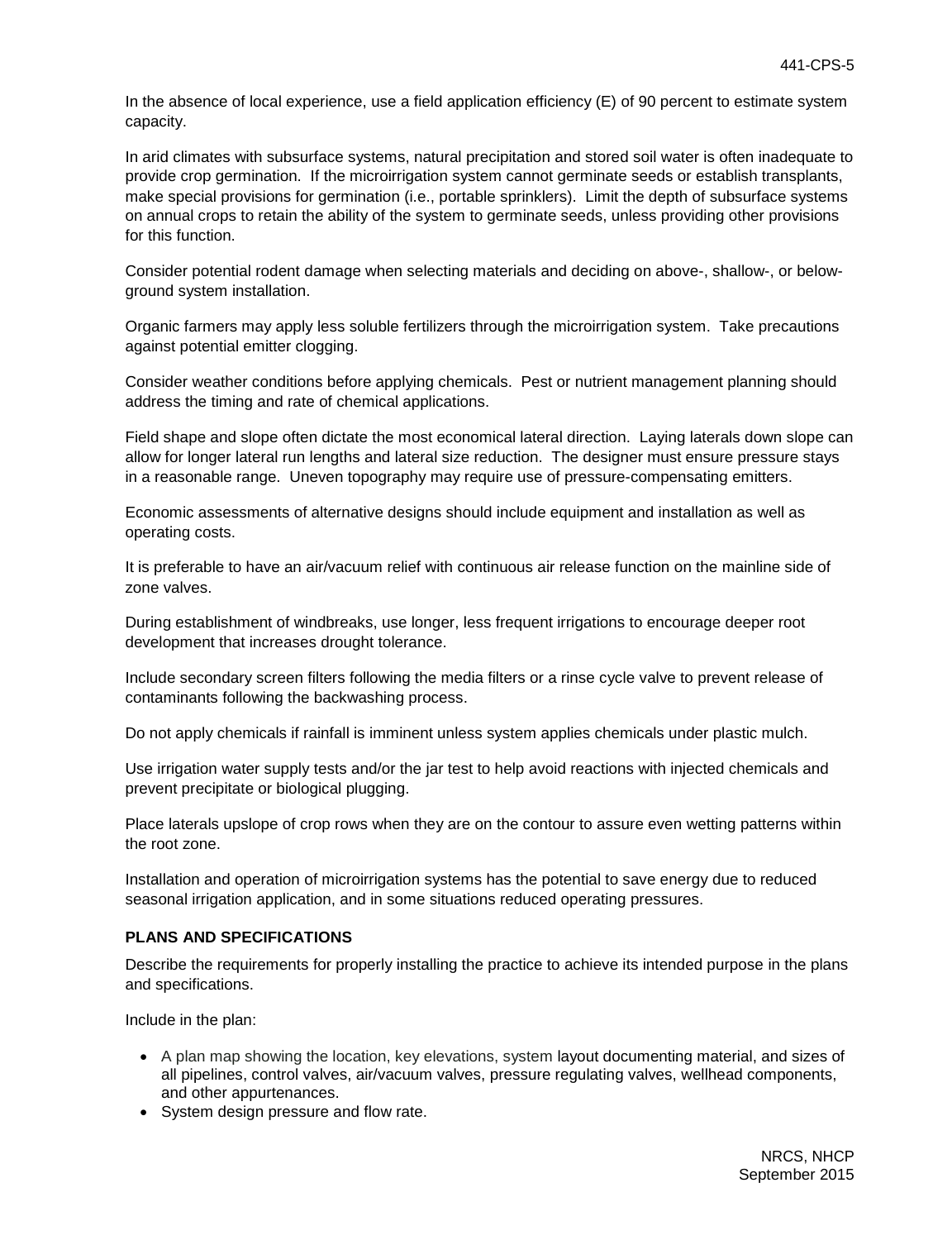In the absence of local experience, use a field application efficiency (E) of 90 percent to estimate system capacity.

In arid climates with subsurface systems, natural precipitation and stored soil water is often inadequate to provide crop germination. If the microirrigation system cannot germinate seeds or establish transplants, make special provisions for germination (i.e., portable sprinklers). Limit the depth of subsurface systems on annual crops to retain the ability of the system to germinate seeds, unless providing other provisions for this function.

Consider potential rodent damage when selecting materials and deciding on above-, shallow-, or below-ground system installation.

Organic farmers may apply less soluble fertilizers through the microirrigation system. Take precautions against potential emitter clogging.

Consider weather conditions before applying chemicals. Pest or nutrient management planning should address the timing and rate of chemical applications.

Field shape and slope often dictate the most economical lateral direction. Laying laterals down slope can allow for longer lateral run lengths and lateral size reduction. The designer must ensure pressure stays in a reasonable range. Uneven topography may require use of pressure-compensating emitters.

Economic assessments of alternative designs should include equipment and installation as well as operating costs.

It is preferable to have an air/vacuum relief with continuous air release function on the mainline side of zone valves.

During establishment of windbreaks, use longer, less frequent irrigations to encourage deeper root development that increases drought tolerance.

Include secondary screen filters following the media filters or a rinse cycle valve to prevent release of contaminants following the backwashing process.

Do not apply chemicals if rainfall is imminent unless system applies chemicals under plastic mulch.

Use irrigation water supply tests and/or the jar test to help avoid reactions with injected chemicals and prevent precipitate or biological plugging.

Place laterals upslope of crop rows when they are on the contour to assure even wetting patterns within the root zone.

Installation and operation of microirrigation systems has the potential to save energy due to reduced seasonal irrigation application, and in some situations reduced operating pressures.

## PLANS AND SPECIFICATIONS

Describe the requirements for properly installing the practice to achieve its intended purpose in the plans and specifications.

Include in the plan:

- A plan map showing the location, key elevations, system layout documenting material, and sizes of all pipelines, control valves, air/vacuum valves, pressure regulating valves, wellhead components, and other appurtenances.
- System design pressure and flow rate.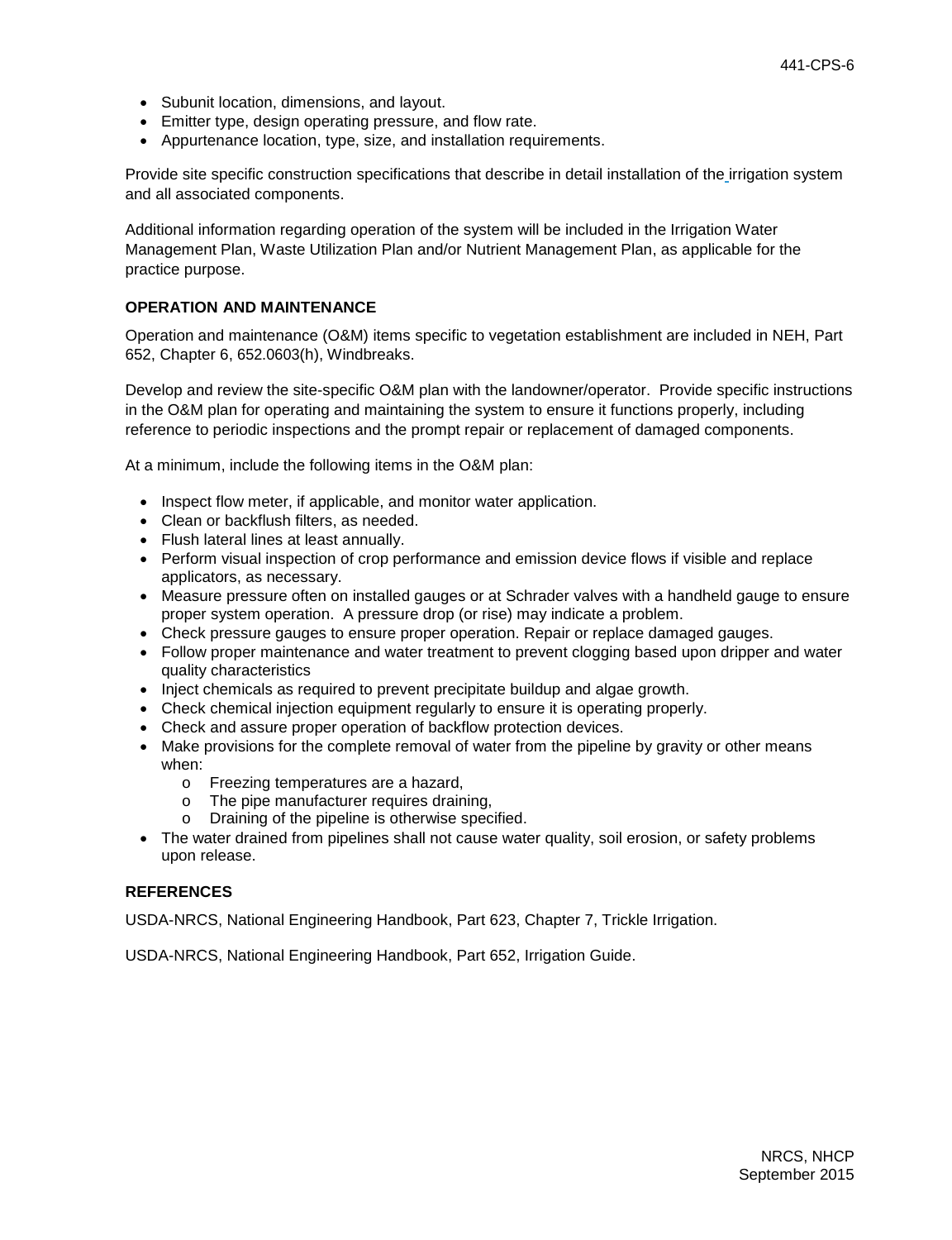- Subunit location, dimensions, and layout.
- Emitter type, design operating pressure, and flow rate.
- Appurtenance location, type, size, and installation requirements.

Provide site specific construction specifications that describe in detail installation of the irrigation system and all associated components.

Additional information regarding operation of the system will be included in the Irrigation Water Management Plan, Waste Utilization Plan and/or Nutrient Management Plan, as applicable for the practice purpose.

## OPERATION AND MAINTENANCE

Operation and maintenance (O&M) items specific to vegetation establishment are included in NEH, Part 652, Chapter 6, 652.0603(h), Windbreaks.

Develop and review the site-specific O&M plan with the landowner/operator. Provide specific instructions in the O&M plan for operating and maintaining the system to ensure it functions properly, including reference to periodic inspections and the prompt repair or replacement of damaged components.

At a minimum, include the following items in the O&M plan:

- Inspect flow meter, if applicable, and monitor water application.
- Clean or backflush filters, as needed.
- Flush lateral lines at least annually.
- Perform visual inspection of crop performance and emission device flows if visible and replace applicators, as necessary.
- Measure pressure often on installed gauges or at Schrader valves with a handheld gauge to ensure proper system operation. A pressure drop (or rise) may indicate a problem.
- Check pressure gauges to ensure proper operation. Repair or replace damaged gauges.
- Follow proper maintenance and water treatment to prevent clogging based upon dripper and water quality characteristics
- Inject chemicals as required to prevent precipitate buildup and algae growth.
- Check chemical injection equipment regularly to ensure it is operating properly.
- Check and assure proper operation of backflow protection devices.
- Make provisions for the complete removal of water from the pipeline by gravity or other means when:
  - Freezing temperatures are a hazard,
  - The pipe manufacturer requires draining,
  - Draining of the pipeline is otherwise specified.
- The water drained from pipelines shall not cause water quality, soil erosion, or safety problems upon release.

## REFERENCES

USDA-NRCS, National Engineering Handbook, Part 623, Chapter 7, Trickle Irrigation.

USDA-NRCS, National Engineering Handbook, Part 652, Irrigation Guide.